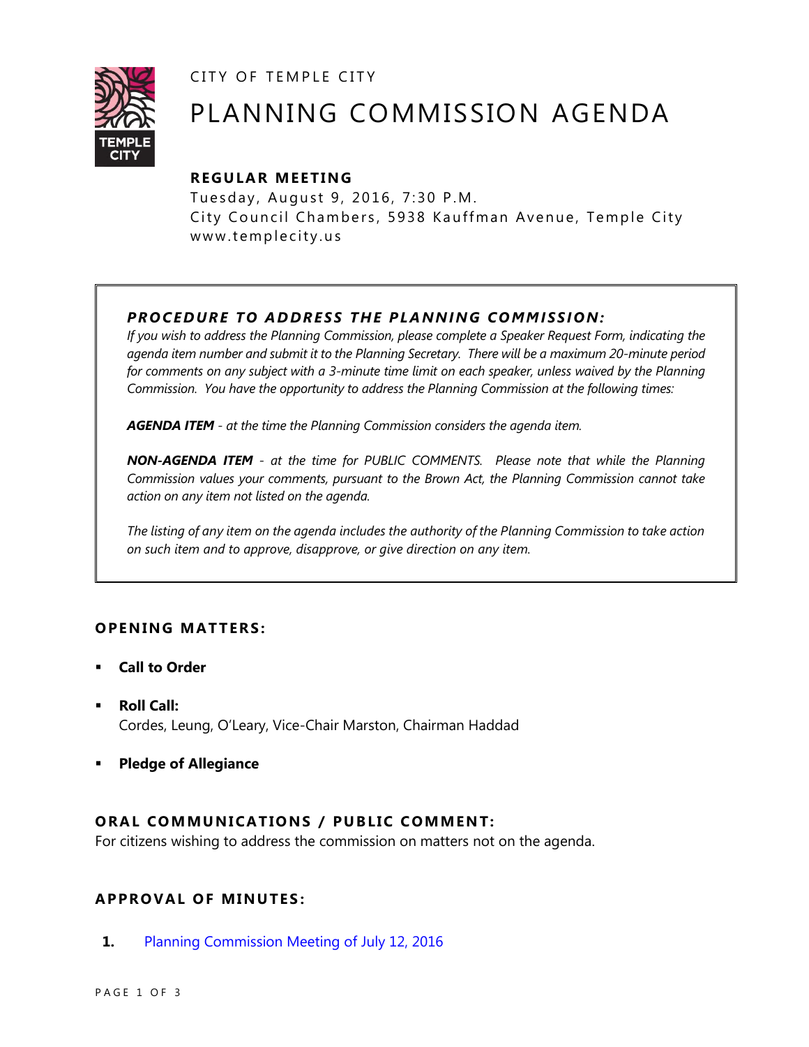CITY OF TEMPLE CITY

# PLANNING COMMISSION AGENDA

**REGULAR MEETING**

Tuesday, August 9, 2016, 7:30 P.M.
City Council Chambers, 5938 Kauffman Avenue, Temple City
www.templecity.us

***PROCEDURE TO ADDRESS THE PLANNING COMMISSION:***

*If you wish to address the Planning Commission, please complete a Speaker Request Form, indicating the agenda item number and submit it to the Planning Secretary. There will be a maximum 20-minute period for comments on any subject with a 3-minute time limit on each speaker, unless waived by the Planning Commission. You have the opportunity to address the Planning Commission at the following times:*

***AGENDA ITEM** - at the time the Planning Commission considers the agenda item.*

***NON-AGENDA ITEM** - at the time for PUBLIC COMMENTS. Please note that while the Planning Commission values your comments, pursuant to the Brown Act, the Planning Commission cannot take action on any item not listed on the agenda.*

*The listing of any item on the agenda includes the authority of the Planning Commission to take action on such item and to approve, disapprove, or give direction on any item.*

## OPENING MATTERS:

- **Call to Order**
- **Roll Call:**
  Cordes, Leung, O'Leary, Vice-Chair Marston, Chairman Haddad
- **Pledge of Allegiance**

## ORAL COMMUNICATIONS / PUBLIC COMMENT:

For citizens wishing to address the commission on matters not on the agenda.

## APPROVAL OF MINUTES:

**1.** Planning Commission Meeting of July 12, 2016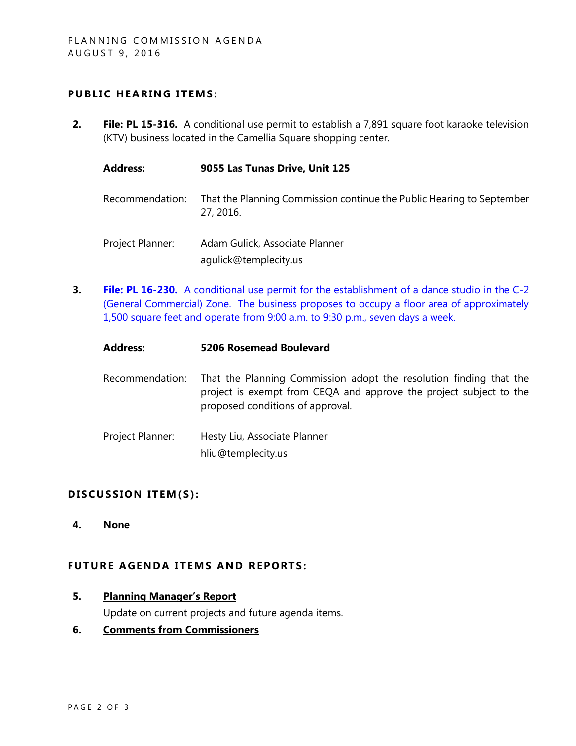## PUBLIC HEARING ITEMS:

**2.** **File: PL 15-316.** A conditional use permit to establish a 7,891 square foot karaoke television (KTV) business located in the Camellia Square shopping center.

**Address:** **9055 Las Tunas Drive, Unit 125**

Recommendation: That the Planning Commission continue the Public Hearing to September 27, 2016.

Project Planner: Adam Gulick, Associate Planner
agulick@templecity.us

**3.** **File: PL 16-230.** A conditional use permit for the establishment of a dance studio in the C-2 (General Commercial) Zone. The business proposes to occupy a floor area of approximately 1,500 square feet and operate from 9:00 a.m. to 9:30 p.m., seven days a week.

**Address:** **5206 Rosemead Boulevard**

Recommendation: That the Planning Commission adopt the resolution finding that the project is exempt from CEQA and approve the project subject to the proposed conditions of approval.

Project Planner: Hesty Liu, Associate Planner
hliu@templecity.us

## DISCUSSION ITEM(S):

**4.** **None**

## FUTURE AGENDA ITEMS AND REPORTS:

**5.** **Planning Manager's Report**

Update on current projects and future agenda items.

**6.** **Comments from Commissioners**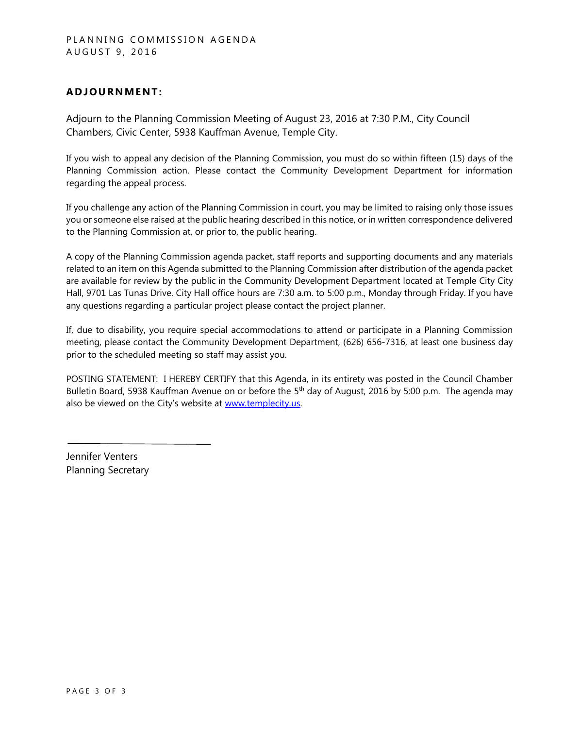## ADJOURNMENT:

Adjourn to the Planning Commission Meeting of August 23, 2016 at 7:30 P.M., City Council Chambers, Civic Center, 5938 Kauffman Avenue, Temple City.

If you wish to appeal any decision of the Planning Commission, you must do so within fifteen (15) days of the Planning Commission action. Please contact the Community Development Department for information regarding the appeal process.

If you challenge any action of the Planning Commission in court, you may be limited to raising only those issues you or someone else raised at the public hearing described in this notice, or in written correspondence delivered to the Planning Commission at, or prior to, the public hearing.

A copy of the Planning Commission agenda packet, staff reports and supporting documents and any materials related to an item on this Agenda submitted to the Planning Commission after distribution of the agenda packet are available for review by the public in the Community Development Department located at Temple City City Hall, 9701 Las Tunas Drive. City Hall office hours are 7:30 a.m. to 5:00 p.m., Monday through Friday. If you have any questions regarding a particular project please contact the project planner.

If, due to disability, you require special accommodations to attend or participate in a Planning Commission meeting, please contact the Community Development Department, (626) 656-7316, at least one business day prior to the scheduled meeting so staff may assist you.

POSTING STATEMENT: I HEREBY CERTIFY that this Agenda, in its entirety was posted in the Council Chamber Bulletin Board, 5938 Kauffman Avenue on or before the 5th day of August, 2016 by 5:00 p.m. The agenda may also be viewed on the City's website at www.templecity.us.

Jennifer Venters
Planning Secretary